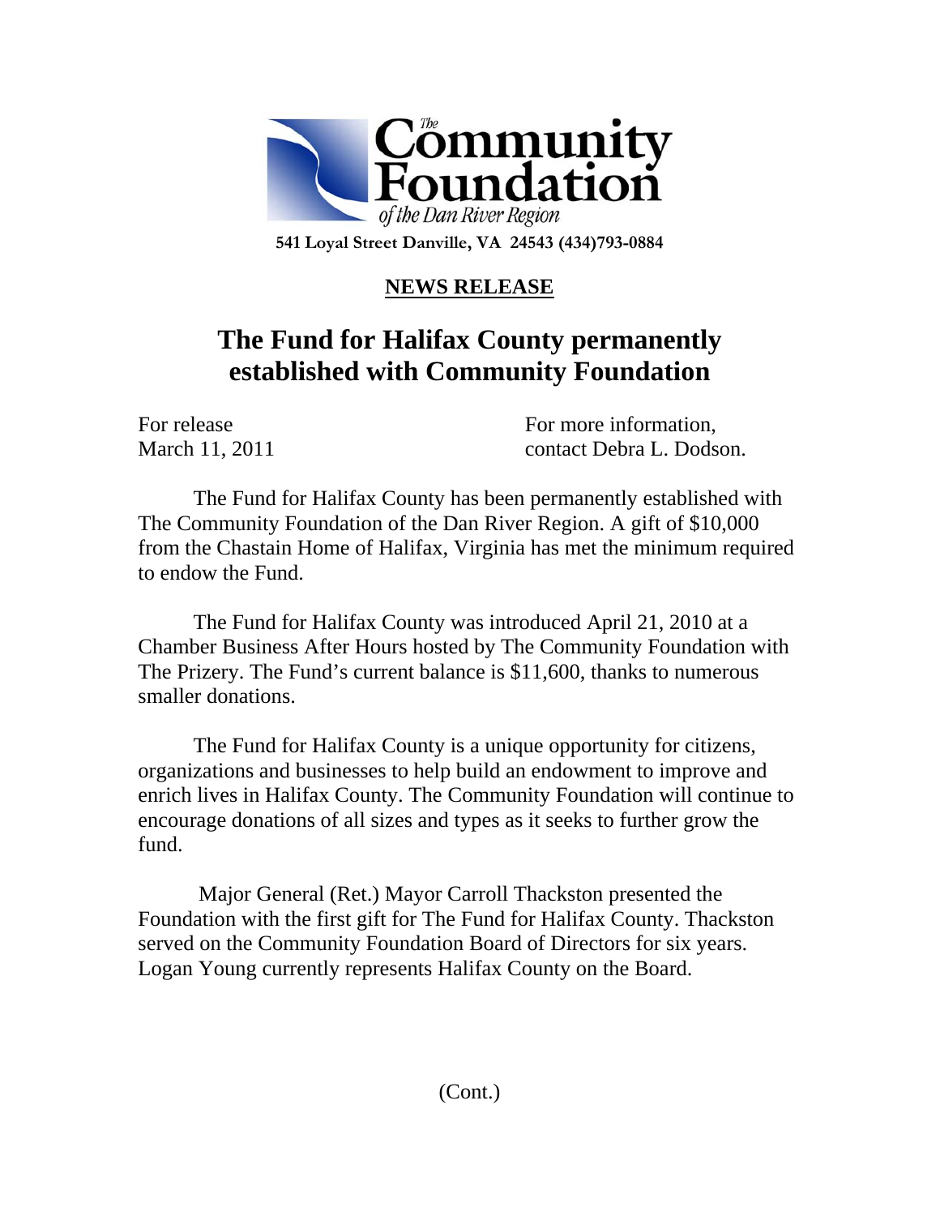The Community Foundation of the Dan River Region

**541 Loyal Street Danville, VA 24543 (434)793-0884**

**NEWS RELEASE**

# The Fund for Halifax County permanently established with Community Foundation

For release
March 11, 2011

For more information,
contact Debra L. Dodson.

The Fund for Halifax County has been permanently established with The Community Foundation of the Dan River Region. A gift of $10,000 from the Chastain Home of Halifax, Virginia has met the minimum required to endow the Fund.

The Fund for Halifax County was introduced April 21, 2010 at a Chamber Business After Hours hosted by The Community Foundation with The Prizery. The Fund's current balance is $11,600, thanks to numerous smaller donations.

The Fund for Halifax County is a unique opportunity for citizens, organizations and businesses to help build an endowment to improve and enrich lives in Halifax County. The Community Foundation will continue to encourage donations of all sizes and types as it seeks to further grow the fund.

Major General (Ret.) Mayor Carroll Thackston presented the Foundation with the first gift for The Fund for Halifax County. Thackston served on the Community Foundation Board of Directors for six years. Logan Young currently represents Halifax County on the Board.

(Cont.)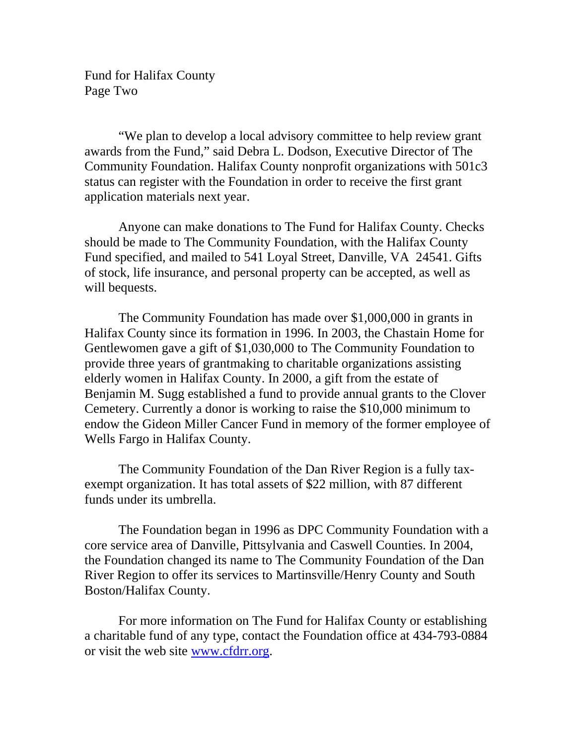"We plan to develop a local advisory committee to help review grant awards from the Fund," said Debra L. Dodson, Executive Director of The Community Foundation. Halifax County nonprofit organizations with 501c3 status can register with the Foundation in order to receive the first grant application materials next year.

Anyone can make donations to The Fund for Halifax County. Checks should be made to The Community Foundation, with the Halifax County Fund specified, and mailed to 541 Loyal Street, Danville, VA 24541. Gifts of stock, life insurance, and personal property can be accepted, as well as will bequests.

The Community Foundation has made over $1,000,000 in grants in Halifax County since its formation in 1996. In 2003, the Chastain Home for Gentlewomen gave a gift of $1,030,000 to The Community Foundation to provide three years of grantmaking to charitable organizations assisting elderly women in Halifax County. In 2000, a gift from the estate of Benjamin M. Sugg established a fund to provide annual grants to the Clover Cemetery. Currently a donor is working to raise the $10,000 minimum to endow the Gideon Miller Cancer Fund in memory of the former employee of Wells Fargo in Halifax County.

The Community Foundation of the Dan River Region is a fully tax-exempt organization. It has total assets of $22 million, with 87 different funds under its umbrella.

The Foundation began in 1996 as DPC Community Foundation with a core service area of Danville, Pittsylvania and Caswell Counties. In 2004, the Foundation changed its name to The Community Foundation of the Dan River Region to offer its services to Martinsville/Henry County and South Boston/Halifax County.

For more information on The Fund for Halifax County or establishing a charitable fund of any type, contact the Foundation office at 434-793-0884 or visit the web site [www.cfdrr.org](http://www.cfdrr.org).